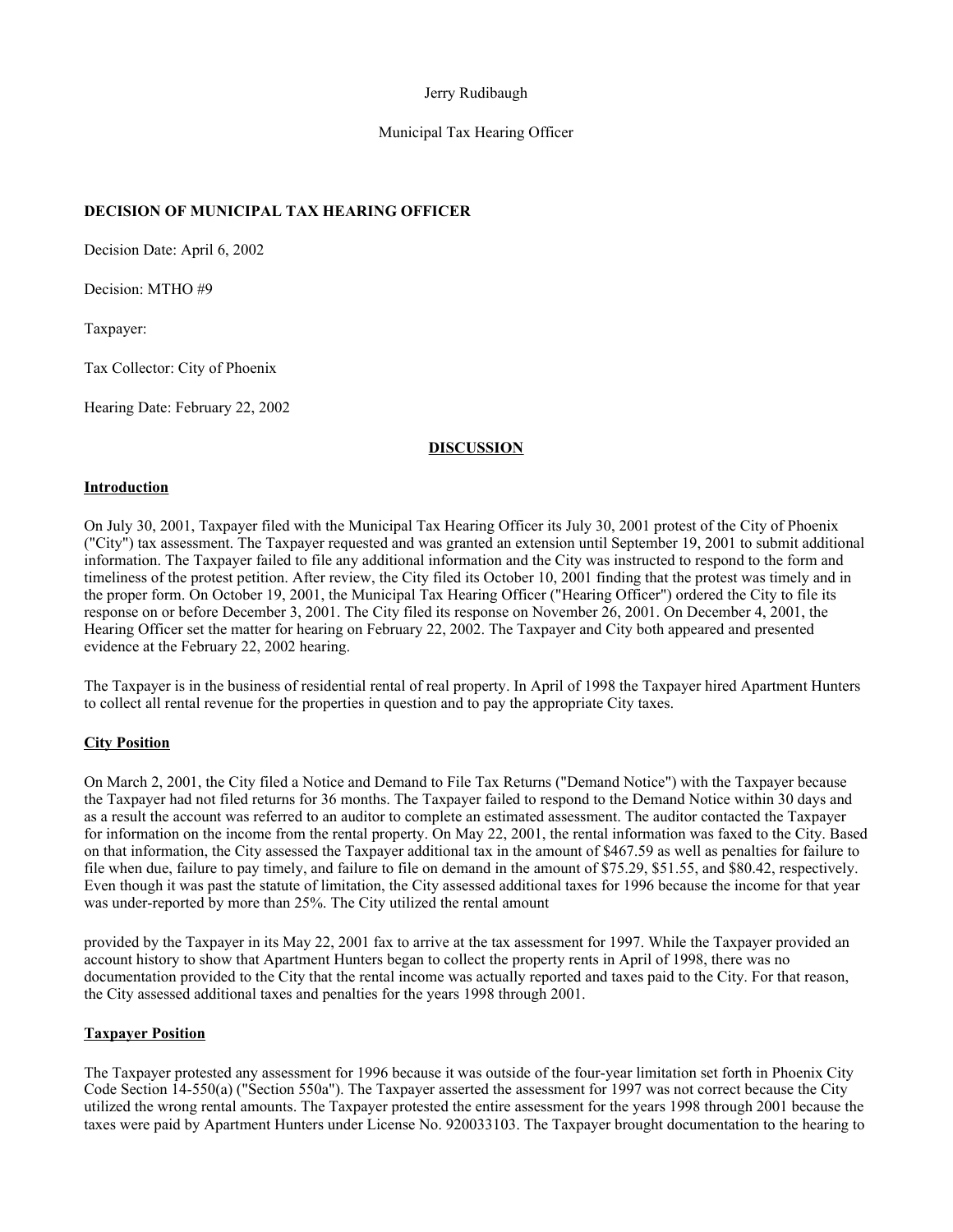Jerry Rudibaugh

Municipal Tax Hearing Officer

**DECISION OF MUNICIPAL TAX HEARING OFFICER**

Decision Date: April 6, 2002

Decision: MTHO #9

Taxpayer:

Tax Collector: City of Phoenix

Hearing Date: February 22, 2002

## DISCUSSION

### Introduction

On July 30, 2001, Taxpayer filed with the Municipal Tax Hearing Officer its July 30, 2001 protest of the City of Phoenix ("City") tax assessment. The Taxpayer requested and was granted an extension until September 19, 2001 to submit additional information. The Taxpayer failed to file any additional information and the City was instructed to respond to the form and timeliness of the protest petition. After review, the City filed its October 10, 2001 finding that the protest was timely and in the proper form. On October 19, 2001, the Municipal Tax Hearing Officer ("Hearing Officer") ordered the City to file its response on or before December 3, 2001. The City filed its response on November 26, 2001. On December 4, 2001, the Hearing Officer set the matter for hearing on February 22, 2002. The Taxpayer and City both appeared and presented evidence at the February 22, 2002 hearing.

The Taxpayer is in the business of residential rental of real property. In April of 1998 the Taxpayer hired Apartment Hunters to collect all rental revenue for the properties in question and to pay the appropriate City taxes.

### City Position

On March 2, 2001, the City filed a Notice and Demand to File Tax Returns ("Demand Notice") with the Taxpayer because the Taxpayer had not filed returns for 36 months. The Taxpayer failed to respond to the Demand Notice within 30 days and as a result the account was referred to an auditor to complete an estimated assessment. The auditor contacted the Taxpayer for information on the income from the rental property. On May 22, 2001, the rental information was faxed to the City. Based on that information, the City assessed the Taxpayer additional tax in the amount of $467.59 as well as penalties for failure to file when due, failure to pay timely, and failure to file on demand in the amount of $75.29, $51.55, and $80.42, respectively. Even though it was past the statute of limitation, the City assessed additional taxes for 1996 because the income for that year was under-reported by more than 25%. The City utilized the rental amount provided by the Taxpayer in its May 22, 2001 fax to arrive at the tax assessment for 1997. While the Taxpayer provided an account history to show that Apartment Hunters began to collect the property rents in April of 1998, there was no documentation provided to the City that the rental income was actually reported and taxes paid to the City. For that reason, the City assessed additional taxes and penalties for the years 1998 through 2001.

### Taxpayer Position

The Taxpayer protested any assessment for 1996 because it was outside of the four-year limitation set forth in Phoenix City Code Section 14-550(a) ("Section 550a"). The Taxpayer asserted the assessment for 1997 was not correct because the City utilized the wrong rental amounts. The Taxpayer protested the entire assessment for the years 1998 through 2001 because the taxes were paid by Apartment Hunters under License No. 920033103. The Taxpayer brought documentation to the hearing to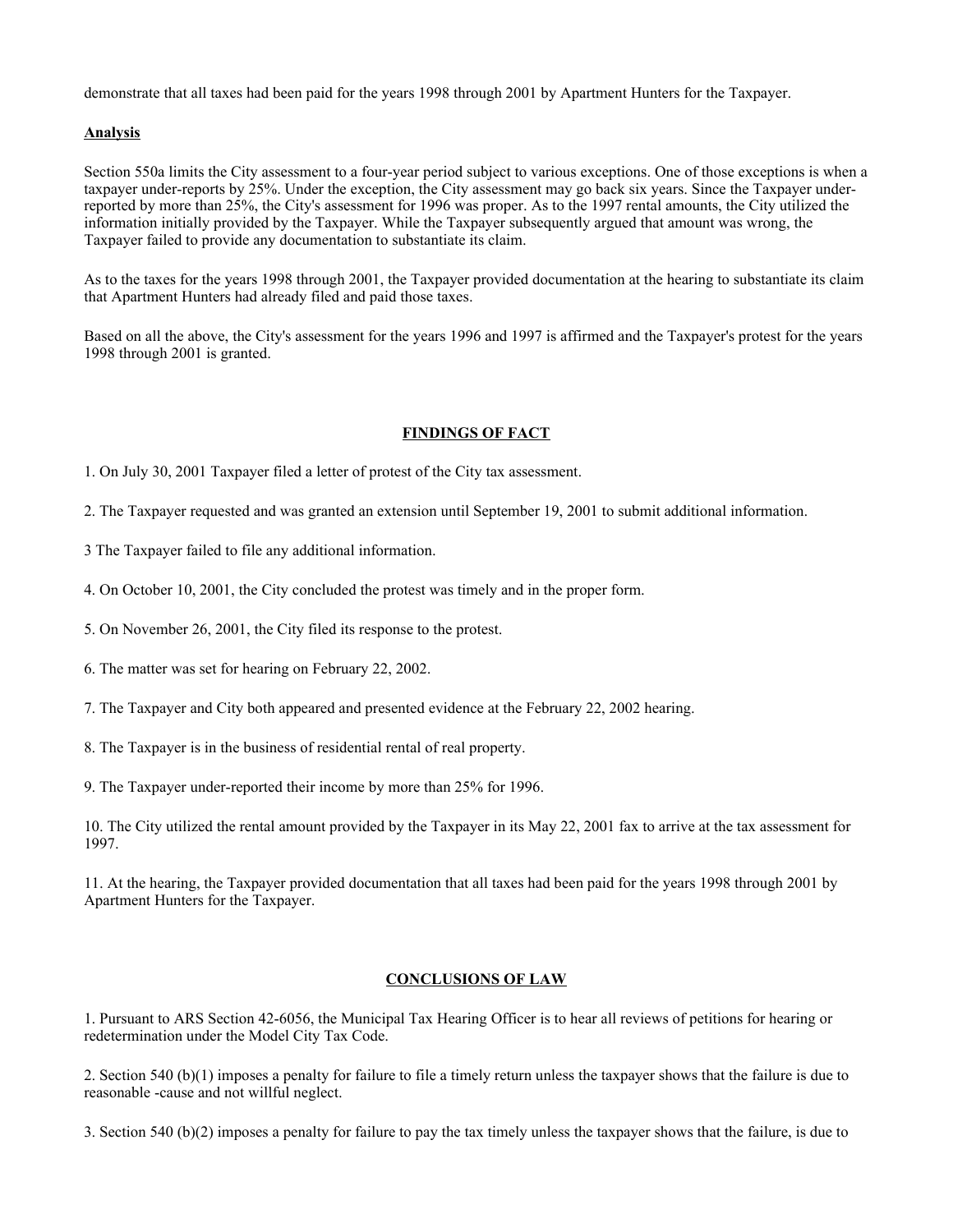demonstrate that all taxes had been paid for the years 1998 through 2001 by Apartment Hunters for the Taxpayer.

**Analysis**

Section 550a limits the City assessment to a four-year period subject to various exceptions. One of those exceptions is when a taxpayer under-reports by 25%. Under the exception, the City assessment may go back six years. Since the Taxpayer under-reported by more than 25%, the City's assessment for 1996 was proper. As to the 1997 rental amounts, the City utilized the information initially provided by the Taxpayer. While the Taxpayer subsequently argued that amount was wrong, the Taxpayer failed to provide any documentation to substantiate its claim.

As to the taxes for the years 1998 through 2001, the Taxpayer provided documentation at the hearing to substantiate its claim that Apartment Hunters had already filed and paid those taxes.

Based on all the above, the City's assessment for the years 1996 and 1997 is affirmed and the Taxpayer's protest for the years 1998 through 2001 is granted.

## FINDINGS OF FACT

1. On July 30, 2001 Taxpayer filed a letter of protest of the City tax assessment.

2. The Taxpayer requested and was granted an extension until September 19, 2001 to submit additional information.

3 The Taxpayer failed to file any additional information.

4. On October 10, 2001, the City concluded the protest was timely and in the proper form.

5. On November 26, 2001, the City filed its response to the protest.

6. The matter was set for hearing on February 22, 2002.

7. The Taxpayer and City both appeared and presented evidence at the February 22, 2002 hearing.

8. The Taxpayer is in the business of residential rental of real property.

9. The Taxpayer under-reported their income by more than 25% for 1996.

10. The City utilized the rental amount provided by the Taxpayer in its May 22, 2001 fax to arrive at the tax assessment for 1997.

11. At the hearing, the Taxpayer provided documentation that all taxes had been paid for the years 1998 through 2001 by Apartment Hunters for the Taxpayer.

## CONCLUSIONS OF LAW

1. Pursuant to ARS Section 42-6056, the Municipal Tax Hearing Officer is to hear all reviews of petitions for hearing or redetermination under the Model City Tax Code.

2. Section 540 (b)(1) imposes a penalty for failure to file a timely return unless the taxpayer shows that the failure is due to reasonable -cause and not willful neglect.

3. Section 540 (b)(2) imposes a penalty for failure to pay the tax timely unless the taxpayer shows that the failure, is due to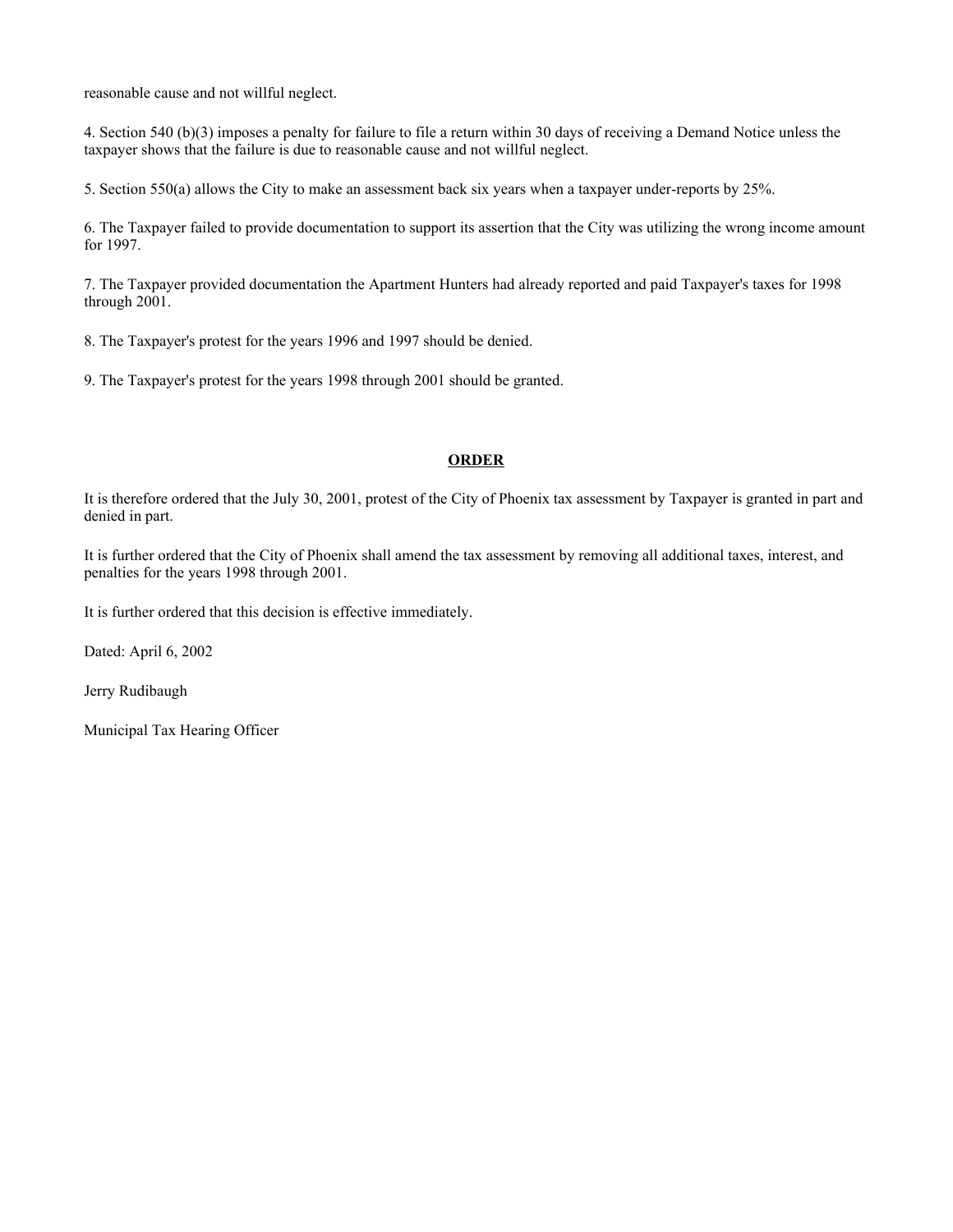reasonable cause and not willful neglect.

4. Section 540 (b)(3) imposes a penalty for failure to file a return within 30 days of receiving a Demand Notice unless the taxpayer shows that the failure is due to reasonable cause and not willful neglect.

5. Section 550(a) allows the City to make an assessment back six years when a taxpayer under-reports by 25%.

6. The Taxpayer failed to provide documentation to support its assertion that the City was utilizing the wrong income amount for 1997.

7. The Taxpayer provided documentation the Apartment Hunters had already reported and paid Taxpayer's taxes for 1998 through 2001.

8. The Taxpayer's protest for the years 1996 and 1997 should be denied.

9. The Taxpayer's protest for the years 1998 through 2001 should be granted.

## **ORDER**

It is therefore ordered that the July 30, 2001, protest of the City of Phoenix tax assessment by Taxpayer is granted in part and denied in part.

It is further ordered that the City of Phoenix shall amend the tax assessment by removing all additional taxes, interest, and penalties for the years 1998 through 2001.

It is further ordered that this decision is effective immediately.

Dated: April 6, 2002

Jerry Rudibaugh

Municipal Tax Hearing Officer